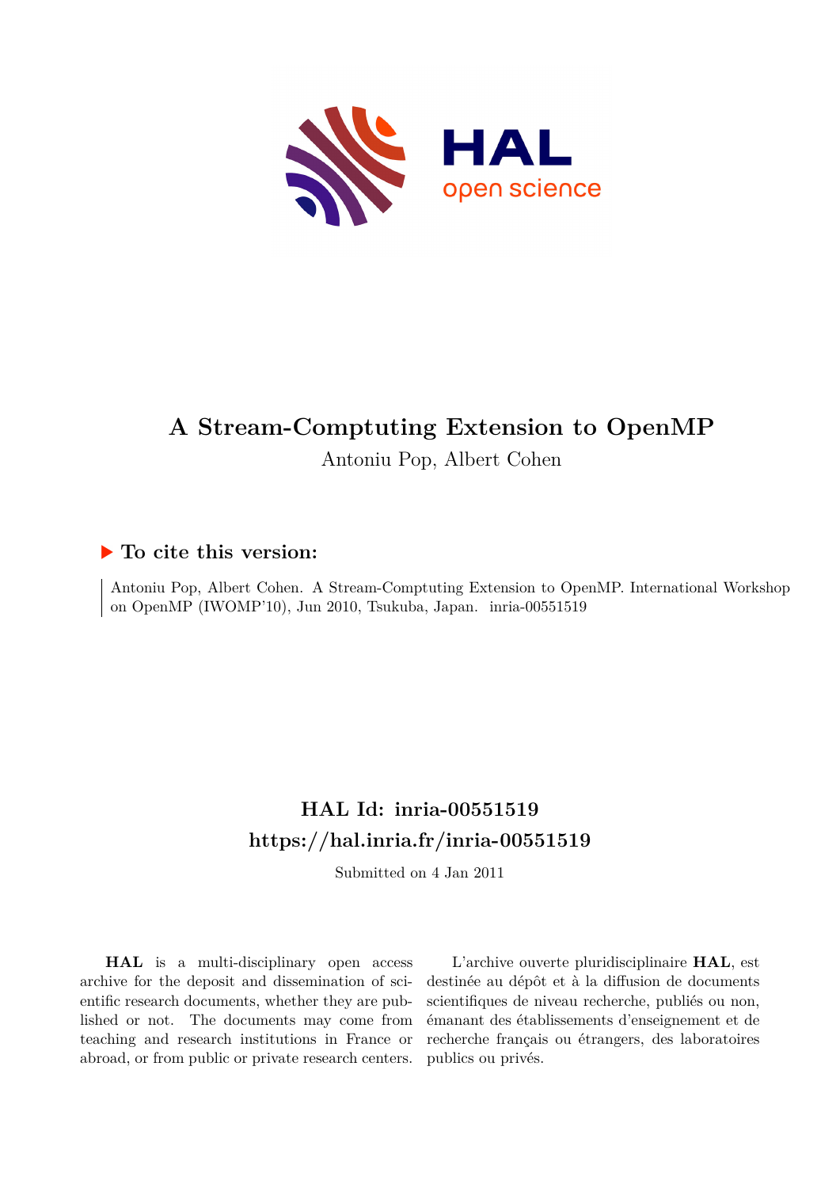# A Stream-Comptuting Extension to OpenMP

Antoniu Pop, Albert Cohen

## ▶ To cite this version:

Antoniu Pop, Albert Cohen. A Stream-Comptuting Extension to OpenMP. International Workshop on OpenMP (IWOMP'10), Jun 2010, Tsukuba, Japan. inria-00551519

## HAL Id: inria-00551519

## https://hal.inria.fr/inria-00551519

Submitted on 4 Jan 2011

**HAL** is a multi-disciplinary open access archive for the deposit and dissemination of scientific research documents, whether they are published or not. The documents may come from teaching and research institutions in France or abroad, or from public or private research centers.

L'archive ouverte pluridisciplinaire **HAL**, est destinée au dépôt et à la diffusion de documents scientifiques de niveau recherche, publiés ou non, émanant des établissements d'enseignement et de recherche français ou étrangers, des laboratoires publics ou privés.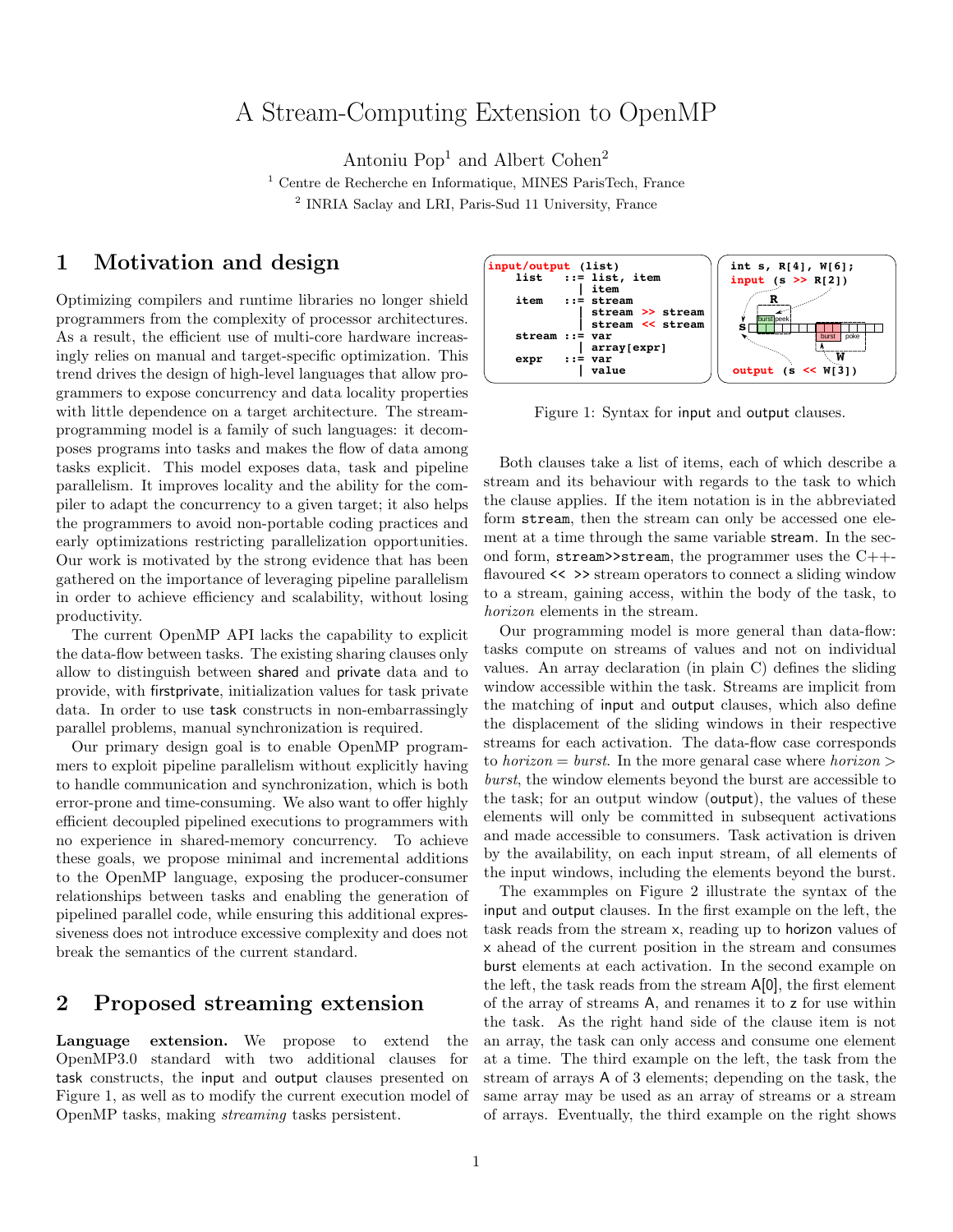# A Stream-Computing Extension to OpenMP

Antoniu Pop[1] and Albert Cohen[2]

[1] Centre de Recherche en Informatique, MINES ParisTech, France

[2] INRIA Saclay and LRI, Paris-Sud 11 University, France

## 1 Motivation and design

Optimizing compilers and runtime libraries no longer shield programmers from the complexity of processor architectures. As a result, the efficient use of multi-core hardware increasingly relies on manual and target-specific optimization. This trend drives the design of high-level languages that allow programmers to expose concurrency and data locality properties with little dependence on a target architecture. The stream-programming model is a family of such languages: it decomposes programs into tasks and makes the flow of data among tasks explicit. This model exposes data, task and pipeline parallelism. It improves locality and the ability for the compiler to adapt the concurrency to a given target; it also helps the programmers to avoid non-portable coding practices and early optimizations restricting parallelization opportunities. Our work is motivated by the strong evidence that has been gathered on the importance of leveraging pipeline parallelism in order to achieve efficiency and scalability, without losing productivity.

The current OpenMP API lacks the capability to explicit the data-flow between tasks. The existing sharing clauses only allow to distinguish between shared and private data and to provide, with firstprivate, initialization values for task private data. In order to use task constructs in non-embarrassingly parallel problems, manual synchronization is required.

Our primary design goal is to enable OpenMP programmers to exploit pipeline parallelism without explicitly having to handle communication and synchronization, which is both error-prone and time-consuming. We also want to offer highly efficient decoupled pipelined executions to programmers with no experience in shared-memory concurrency. To achieve these goals, we propose minimal and incremental additions to the OpenMP language, exposing the producer-consumer relationships between tasks and enabling the generation of pipelined parallel code, while ensuring this additional expressiveness does not introduce excessive complexity and does not break the semantics of the current standard.

## 2 Proposed streaming extension

**Language extension.** We propose to extend the OpenMP3.0 standard with two additional clauses for task constructs, the input and output clauses presented on Figure 1, as well as to modify the current execution model of OpenMP tasks, making *streaming* tasks persistent.

```
input/output (list)
    list   ::= list, item
             | item
    item   ::= stream
             | stream >> stream
             | stream << stream
    stream ::= var
             | array[expr]
    expr   ::= var
             | value
```

```
int s, R[4], W[6];
input (s >> R[2])

output (s << W[3])
```

Figure 1: Syntax for input and output clauses.

Both clauses take a list of items, each of which describe a stream and its behaviour with regards to the task to which the clause applies. If the item notation is in the abbreviated form stream, then the stream can only be accessed one element at a time through the same variable stream. In the second form, stream>>stream, the programmer uses the C++-flavoured << >> stream operators to connect a sliding window to a stream, gaining access, within the body of the task, to *horizon* elements in the stream.

Our programming model is more general than data-flow: tasks compute on streams of values and not on individual values. An array declaration (in plain C) defines the sliding window accessible within the task. Streams are implicit from the matching of input and output clauses, which also define the displacement of the sliding windows in their respective streams for each activation. The data-flow case corresponds to $horizon = burst$. In the more genaral case where $horizon > burst$, the window elements beyond the burst are accessible to the task; for an output window (output), the values of these elements will only be committed in subsequent activations and made accessible to consumers. Task activation is driven by the availability, on each input stream, of all elements of the input windows, including the elements beyond the burst.

The exammples on Figure 2 illustrate the syntax of the input and output clauses. In the first example on the left, the task reads from the stream x, reading up to horizon values of x ahead of the current position in the stream and consumes burst elements at each activation. In the second example on the left, the task reads from the stream A[0], the first element of the array of streams A, and renames it to z for use within the task. As the right hand side of the clause item is not an array, the task can only access and consume one element at a time. The third example on the left, the task from the stream of arrays A of 3 elements; depending on the task, the same array may be used as an array of streams or a stream of arrays. Eventually, the third example on the right shows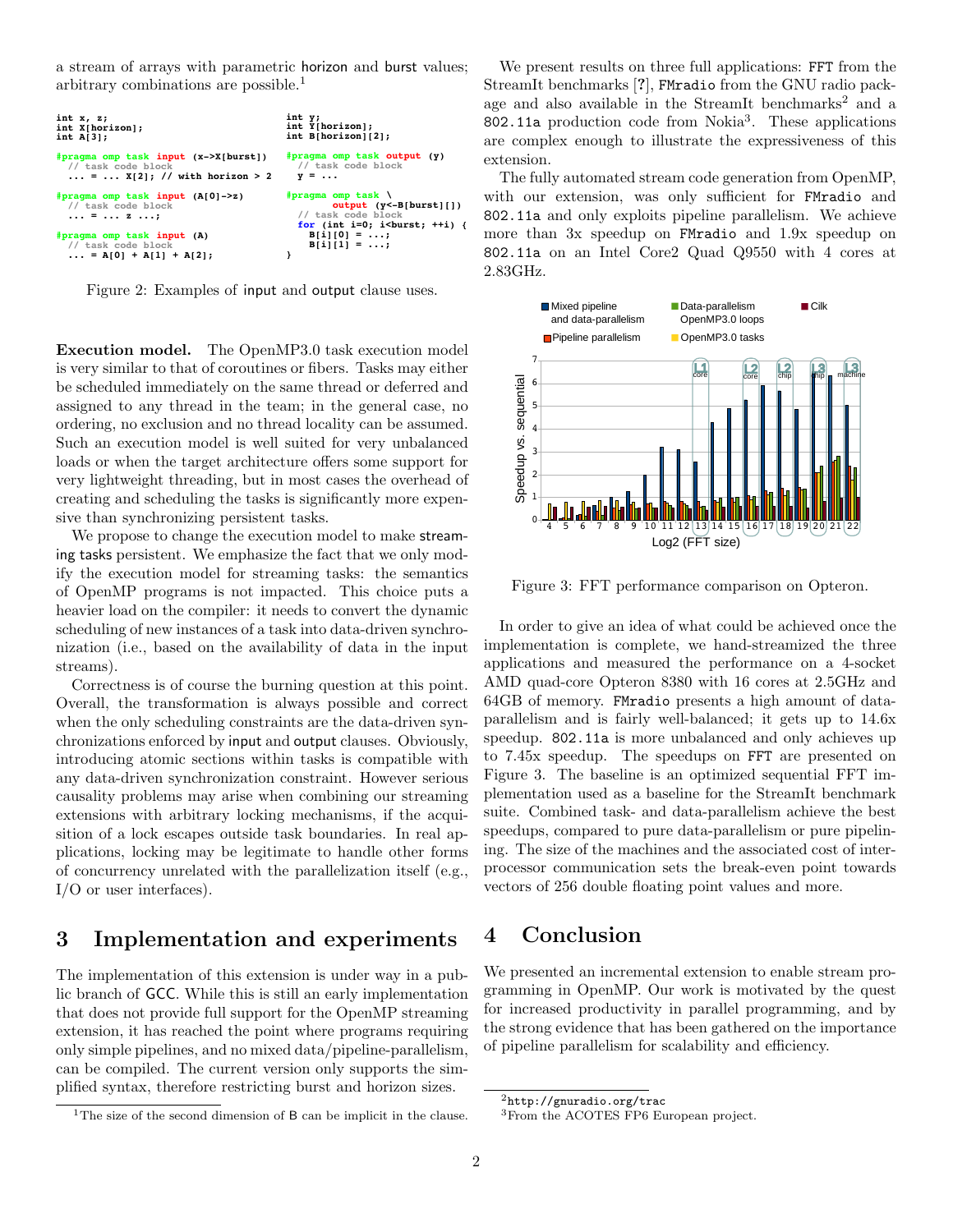a stream of arrays with parametric horizon and burst values; arbitrary combinations are possible.[1]

```
int x, z;
int X[horizon];
int A[3];

#pragma omp task input (x->X[burst])
  // task code block
  ... = ... X[2]; // with horizon > 2

#pragma omp task input (A[0]->z)
  // task code block
  ... = ... z ...;

#pragma omp task input (A)
  // task code block
  ... = A[0] + A[1] + A[2];
```

```
int y;
int Y[horizon];
int B[horizon][2];

#pragma omp task output (y)
  // task code block
  y = ...

#pragma omp task \
        output (y<-B[burst][])
  // task code block
  for (int i=0; i<burst; ++i) {
    B[i][0] = ...;
    B[i][1] = ...;
  }
```

Figure 2: Examples of input and output clause uses.

**Execution model.** The OpenMP3.0 task execution model is very similar to that of coroutines or fibers. Tasks may either be scheduled immediately on the same thread or deferred and assigned to any thread in the team; in the general case, no ordering, no exclusion and no thread locality can be assumed. Such an execution model is well suited for very unbalanced loads or when the target architecture offers some support for very lightweight threading, but in most cases the overhead of creating and scheduling the tasks is significantly more expensive than synchronizing persistent tasks.

We propose to change the execution model to make streaming tasks persistent. We emphasize the fact that we only modify the execution model for streaming tasks: the semantics of OpenMP programs is not impacted. This choice puts a heavier load on the compiler: it needs to convert the dynamic scheduling of new instances of a task into data-driven synchronization (i.e., based on the availability of data in the input streams).

Correctness is of course the burning question at this point. Overall, the transformation is always possible and correct when the only scheduling constraints are the data-driven synchronizations enforced by input and output clauses. Obviously, introducing atomic sections within tasks is compatible with any data-driven synchronization constraint. However serious causality problems may arise when combining our streaming extensions with arbitrary locking mechanisms, if the acquisition of a lock escapes outside task boundaries. In real applications, locking may be legitimate to handle other forms of concurrency unrelated with the parallelization itself (e.g., I/O or user interfaces).

## 3 Implementation and experiments

The implementation of this extension is under way in a public branch of GCC. While this is still an early implementation that does not provide full support for the OpenMP streaming extension, it has reached the point where programs requiring only simple pipelines, and no mixed data/pipeline-parallelism, can be compiled. The current version only supports the simplified syntax, therefore restricting burst and horizon sizes.

We present results on three full applications: FFT from the StreamIt benchmarks [?], FMradio from the GNU radio package and also available in the StreamIt benchmarks[2] and a 802.11a production code from Nokia[3]. These applications are complex enough to illustrate the expressiveness of this extension.

The fully automated stream code generation from OpenMP, with our extension, was only sufficient for FMradio and 802.11a and only exploits pipeline parallelism. We achieve more than 3x speedup on FMradio and 1.9x speedup on 802.11a on an Intel Core2 Quad Q9550 with 4 cores at 2.83GHz.

Mixed pipeline and data-parallelism
Data-parallelism OpenMP3.0 loops
Cilk
Pipeline parallelism
OpenMP3.0 tasks

Speedup vs. sequential
Log2 (FFT size)
L1 core, L2 core, L2 chip, L3 chip, L3 machine

Figure 3: FFT performance comparison on Opteron.

In order to give an idea of what could be achieved once the implementation is complete, we hand-streamized the three applications and measured the performance on a 4-socket AMD quad-core Opteron 8380 with 16 cores at 2.5GHz and 64GB of memory. FMradio presents a high amount of data-parallelism and is fairly well-balanced; it gets up to 14.6x speedup. 802.11a is more unbalanced and only achieves up to 7.45x speedup. The speedups on FFT are presented on Figure 3. The baseline is an optimized sequential FFT implementation used as a baseline for the StreamIt benchmark suite. Combined task- and data-parallelism achieve the best speedups, compared to pure data-parallelism or pure pipelining. The size of the machines and the associated cost of inter-processor communication sets the break-even point towards vectors of 256 double floating point values and more.

## 4 Conclusion

We presented an incremental extension to enable stream programming in OpenMP. Our work is motivated by the quest for increased productivity in parallel programming, and by the strong evidence that has been gathered on the importance of pipeline parallelism for scalability and efficiency.

[1] The size of the second dimension of B can be implicit in the clause.

[2] http://gnuradio.org/trac

[3] From the ACOTES FP6 European project.